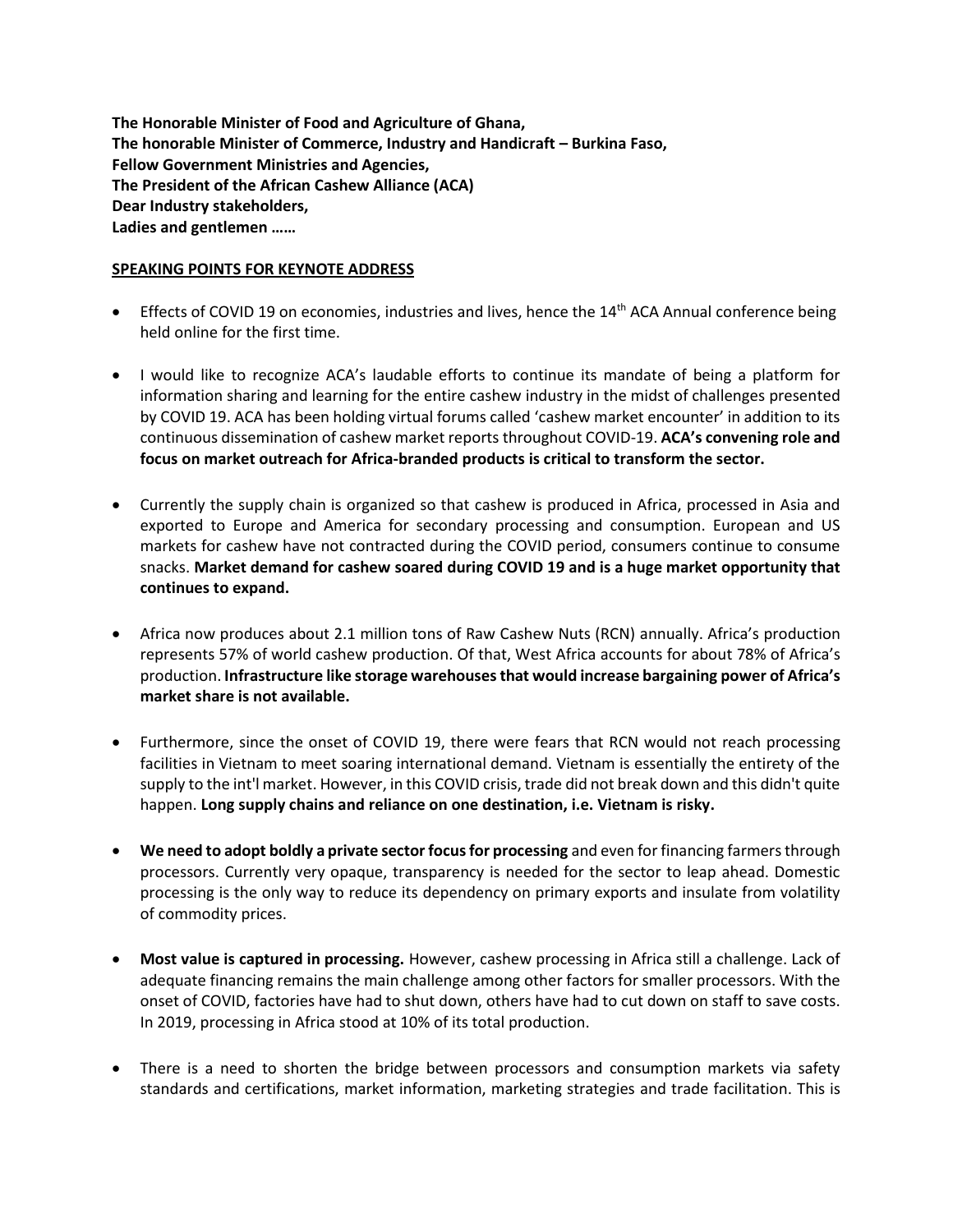**The Honorable Minister of Food and Agriculture of Ghana,**
**The honorable Minister of Commerce, Industry and Handicraft – Burkina Faso,**
**Fellow Government Ministries and Agencies,**
**The President of the African Cashew Alliance (ACA)**
**Dear Industry stakeholders,**
**Ladies and gentlemen ……**

**SPEAKING POINTS FOR KEYNOTE ADDRESS**

- Effects of COVID 19 on economies, industries and lives, hence the 14th ACA Annual conference being held online for the first time.

- I would like to recognize ACA's laudable efforts to continue its mandate of being a platform for information sharing and learning for the entire cashew industry in the midst of challenges presented by COVID 19. ACA has been holding virtual forums called 'cashew market encounter' in addition to its continuous dissemination of cashew market reports throughout COVID-19. **ACA's convening role and focus on market outreach for Africa-branded products is critical to transform the sector.**

- Currently the supply chain is organized so that cashew is produced in Africa, processed in Asia and exported to Europe and America for secondary processing and consumption. European and US markets for cashew have not contracted during the COVID period, consumers continue to consume snacks. **Market demand for cashew soared during COVID 19 and is a huge market opportunity that continues to expand.**

- Africa now produces about 2.1 million tons of Raw Cashew Nuts (RCN) annually. Africa's production represents 57% of world cashew production. Of that, West Africa accounts for about 78% of Africa's production. **Infrastructure like storage warehouses that would increase bargaining power of Africa's market share is not available.**

- Furthermore, since the onset of COVID 19, there were fears that RCN would not reach processing facilities in Vietnam to meet soaring international demand. Vietnam is essentially the entirety of the supply to the int'l market. However, in this COVID crisis, trade did not break down and this didn't quite happen. **Long supply chains and reliance on one destination, i.e. Vietnam is risky.**

- **We need to adopt boldly a private sector focus for processing** and even for financing farmers through processors. Currently very opaque, transparency is needed for the sector to leap ahead. Domestic processing is the only way to reduce its dependency on primary exports and insulate from volatility of commodity prices.

- **Most value is captured in processing.** However, cashew processing in Africa still a challenge. Lack of adequate financing remains the main challenge among other factors for smaller processors. With the onset of COVID, factories have had to shut down, others have had to cut down on staff to save costs. In 2019, processing in Africa stood at 10% of its total production.

- There is a need to shorten the bridge between processors and consumption markets via safety standards and certifications, market information, marketing strategies and trade facilitation. This is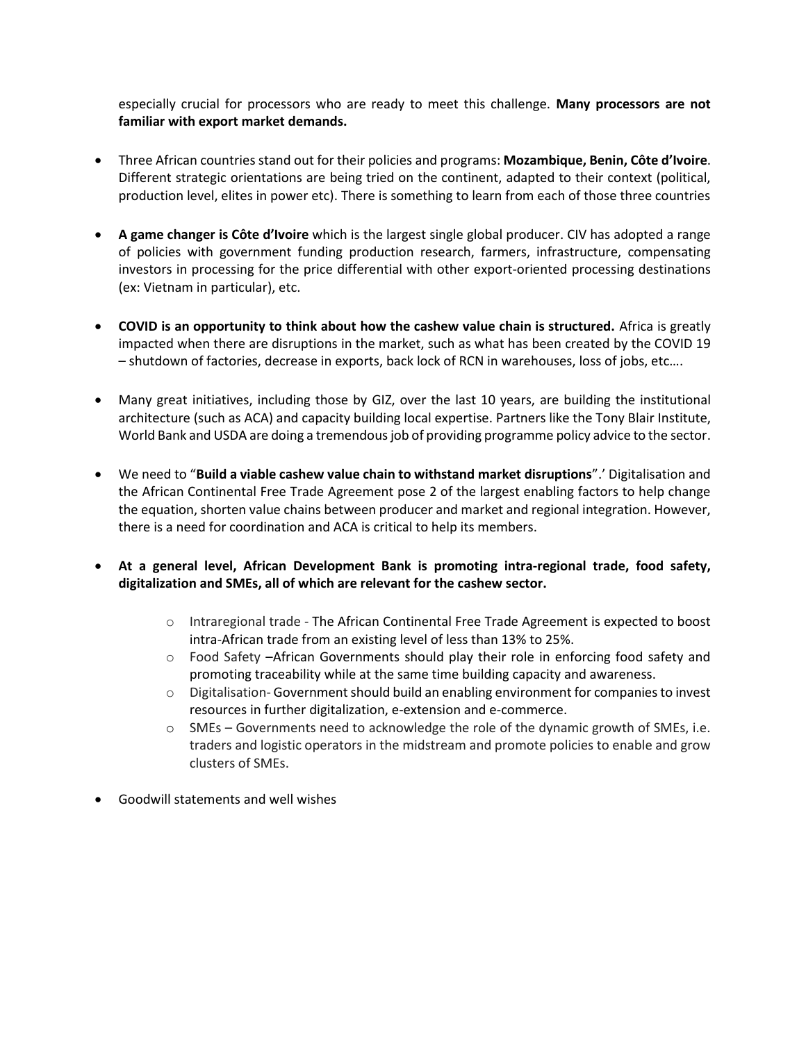especially crucial for processors who are ready to meet this challenge. **Many processors are not familiar with export market demands.**

- Three African countries stand out for their policies and programs: **Mozambique, Benin, Côte d'Ivoire**. Different strategic orientations are being tried on the continent, adapted to their context (political, production level, elites in power etc). There is something to learn from each of those three countries

- **A game changer is Côte d'Ivoire** which is the largest single global producer. CIV has adopted a range of policies with government funding production research, farmers, infrastructure, compensating investors in processing for the price differential with other export-oriented processing destinations (ex: Vietnam in particular), etc.

- **COVID is an opportunity to think about how the cashew value chain is structured.** Africa is greatly impacted when there are disruptions in the market, such as what has been created by the COVID 19 – shutdown of factories, decrease in exports, back lock of RCN in warehouses, loss of jobs, etc….

- Many great initiatives, including those by GIZ, over the last 10 years, are building the institutional architecture (such as ACA) and capacity building local expertise. Partners like the Tony Blair Institute, World Bank and USDA are doing a tremendous job of providing programme policy advice to the sector.

- We need to "**Build a viable cashew value chain to withstand market disruptions**".' Digitalisation and the African Continental Free Trade Agreement pose 2 of the largest enabling factors to help change the equation, shorten value chains between producer and market and regional integration. However, there is a need for coordination and ACA is critical to help its members.

- **At a general level, African Development Bank is promoting intra-regional trade, food safety, digitalization and SMEs, all of which are relevant for the cashew sector.**
    - Intraregional trade - The African Continental Free Trade Agreement is expected to boost intra-African trade from an existing level of less than 13% to 25%.
    - Food Safety –African Governments should play their role in enforcing food safety and promoting traceability while at the same time building capacity and awareness.
    - Digitalisation- Government should build an enabling environment for companies to invest resources in further digitalization, e-extension and e-commerce.
    - SMEs – Governments need to acknowledge the role of the dynamic growth of SMEs, i.e. traders and logistic operators in the midstream and promote policies to enable and grow clusters of SMEs.

- Goodwill statements and well wishes